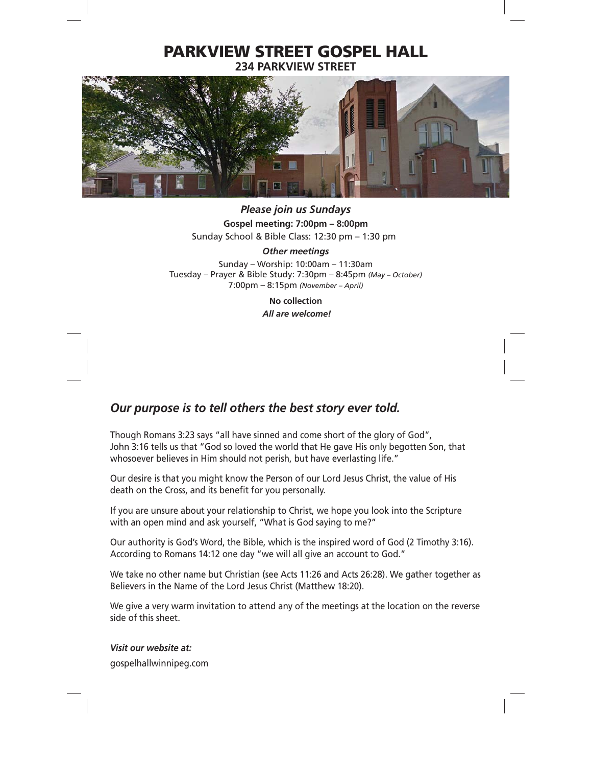# PARKVIEW STREET GOSPEL HALL

**234 PARKVIEW STREET**

***Please join us Sundays***

**Gospel meeting: 7:00pm – 8:00pm**

Sunday School & Bible Class: 12:30 pm – 1:30 pm

***Other meetings***

Sunday – Worship: 10:00am – 11:30am

Tuesday – Prayer & Bible Study: 7:30pm – 8:45pm *(May – October)*

7:00pm – 8:15pm *(November – April)*

**No collection**

***All are welcome!***

## *Our purpose is to tell others the best story ever told.*

Though Romans 3:23 says "all have sinned and come short of the glory of God", John 3:16 tells us that "God so loved the world that He gave His only begotten Son, that whosoever believes in Him should not perish, but have everlasting life."

Our desire is that you might know the Person of our Lord Jesus Christ, the value of His death on the Cross, and its benefit for you personally.

If you are unsure about your relationship to Christ, we hope you look into the Scripture with an open mind and ask yourself, "What is God saying to me?"

Our authority is God's Word, the Bible, which is the inspired word of God (2 Timothy 3:16). According to Romans 14:12 one day "we will all give an account to God."

We take no other name but Christian (see Acts 11:26 and Acts 26:28). We gather together as Believers in the Name of the Lord Jesus Christ (Matthew 18:20).

We give a very warm invitation to attend any of the meetings at the location on the reverse side of this sheet.

***Visit our website at:***

gospelhallwinnipeg.com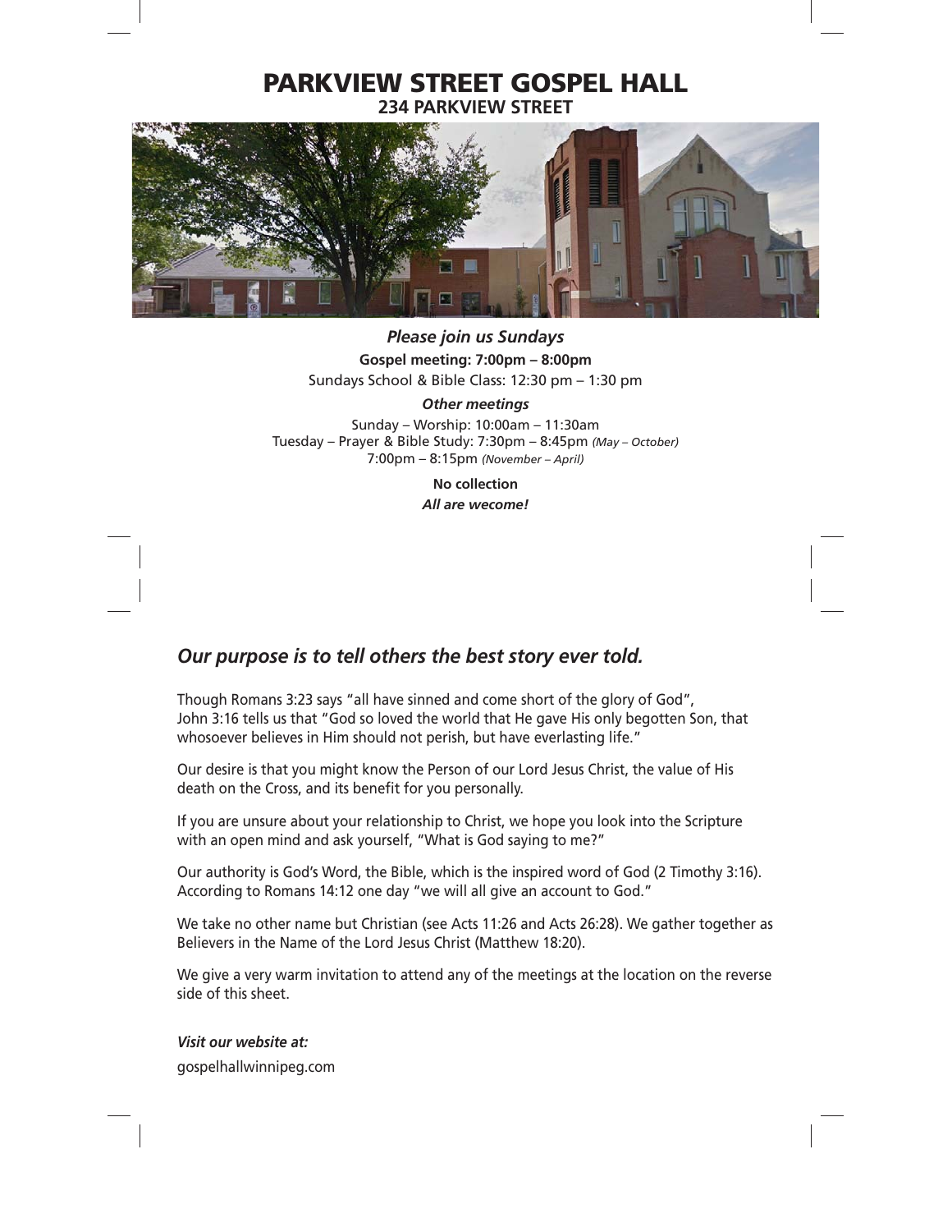# PARKVIEW STREET GOSPEL HALL

**234 PARKVIEW STREET**

***Please join us Sundays***

**Gospel meeting: 7:00pm – 8:00pm**

Sundays School & Bible Class: 12:30 pm – 1:30 pm

***Other meetings***

Sunday – Worship: 10:00am – 11:30am

Tuesday – Prayer & Bible Study: 7:30pm – 8:45pm *(May – October)*

7:00pm – 8:15pm *(November – April)*

**No collection**

***All are wecome!***

## *Our purpose is to tell others the best story ever told.*

Though Romans 3:23 says "all have sinned and come short of the glory of God", John 3:16 tells us that "God so loved the world that He gave His only begotten Son, that whosoever believes in Him should not perish, but have everlasting life."

Our desire is that you might know the Person of our Lord Jesus Christ, the value of His death on the Cross, and its benefit for you personally.

If you are unsure about your relationship to Christ, we hope you look into the Scripture with an open mind and ask yourself, "What is God saying to me?"

Our authority is God's Word, the Bible, which is the inspired word of God (2 Timothy 3:16). According to Romans 14:12 one day "we will all give an account to God."

We take no other name but Christian (see Acts 11:26 and Acts 26:28). We gather together as Believers in the Name of the Lord Jesus Christ (Matthew 18:20).

We give a very warm invitation to attend any of the meetings at the location on the reverse side of this sheet.

***Visit our website at:***

gospelhallwinnipeg.com